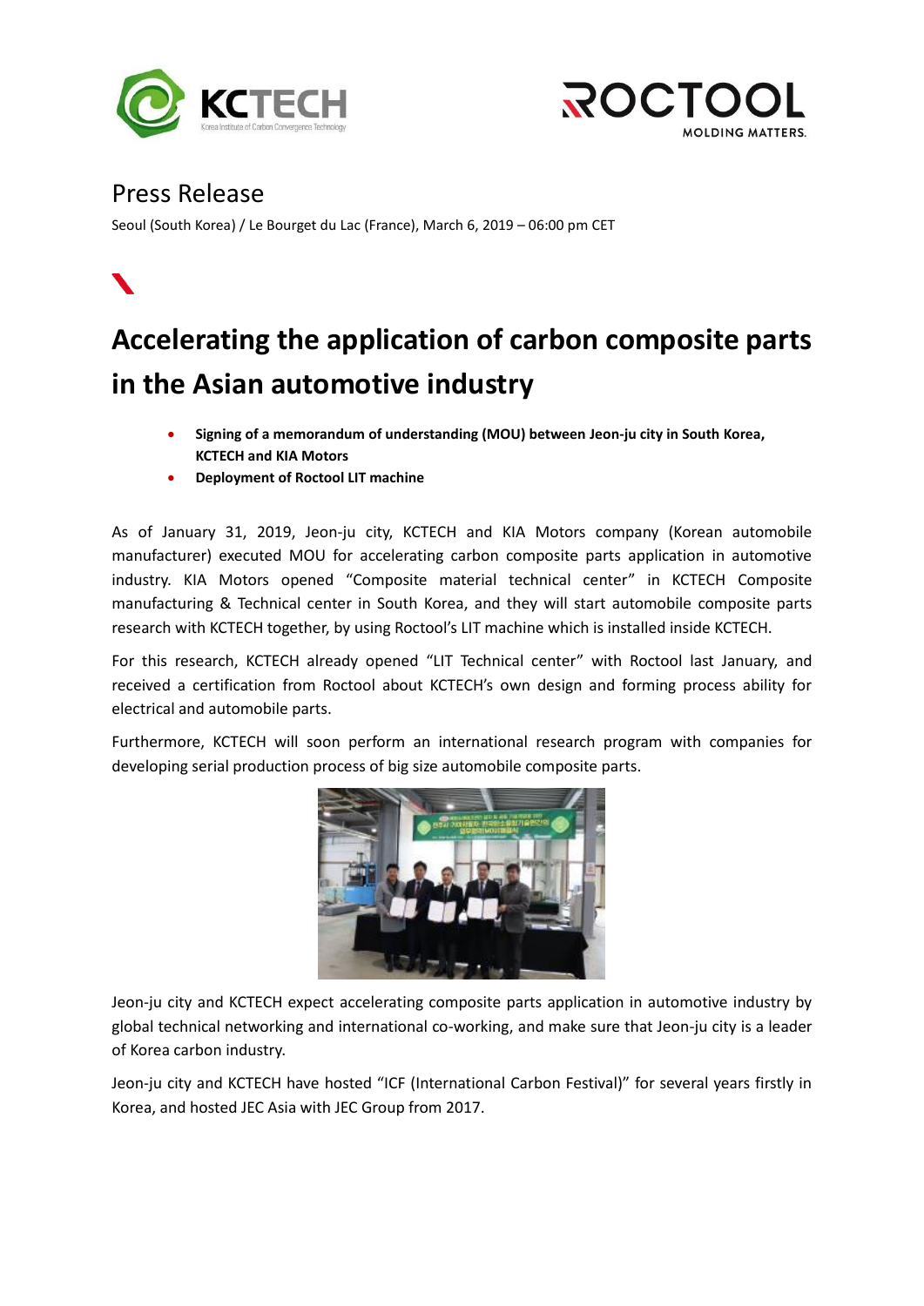# Press Release

Seoul (South Korea) / Le Bourget du Lac (France), March 6, 2019 – 06:00 pm CET

## Accelerating the application of carbon composite parts in the Asian automotive industry

- **Signing of a memorandum of understanding (MOU) between Jeon-ju city in South Korea, KCTECH and KIA Motors**
- **Deployment of Roctool LIT machine**

As of January 31, 2019, Jeon-ju city, KCTECH and KIA Motors company (Korean automobile manufacturer) executed MOU for accelerating carbon composite parts application in automotive industry. KIA Motors opened "Composite material technical center" in KCTECH Composite manufacturing & Technical center in South Korea, and they will start automobile composite parts research with KCTECH together, by using Roctool's LIT machine which is installed inside KCTECH.

For this research, KCTECH already opened "LIT Technical center" with Roctool last January, and received a certification from Roctool about KCTECH's own design and forming process ability for electrical and automobile parts.

Furthermore, KCTECH will soon perform an international research program with companies for developing serial production process of big size automobile composite parts.

Jeon-ju city and KCTECH expect accelerating composite parts application in automotive industry by global technical networking and international co-working, and make sure that Jeon-ju city is a leader of Korea carbon industry.

Jeon-ju city and KCTECH have hosted "ICF (International Carbon Festival)" for several years firstly in Korea, and hosted JEC Asia with JEC Group from 2017.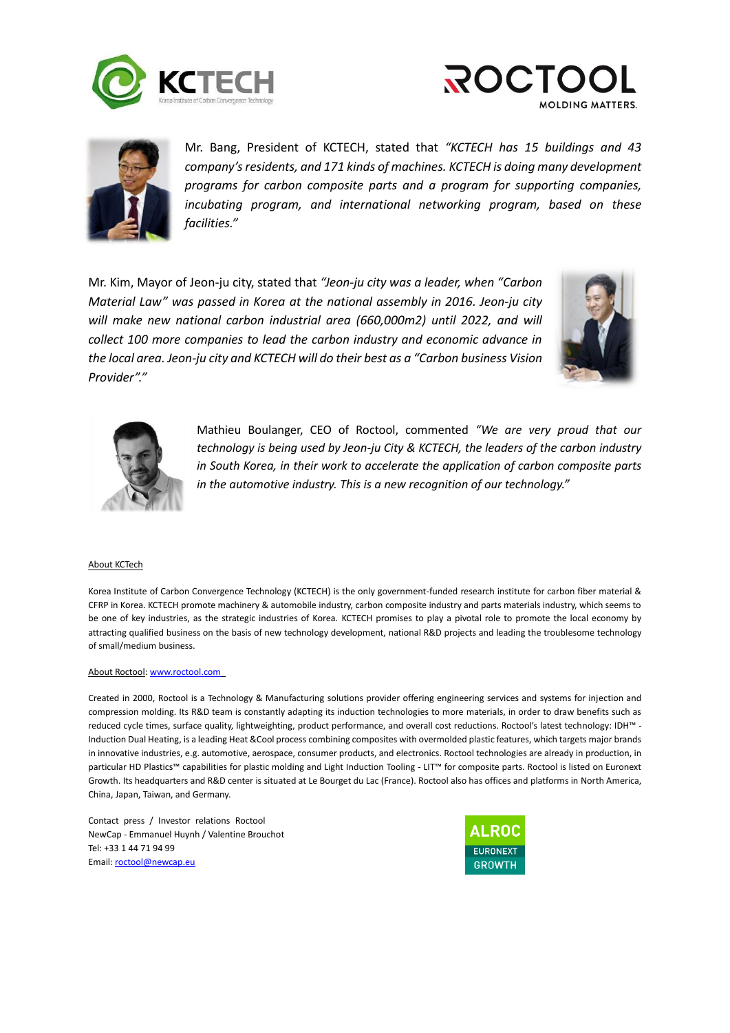Mr. Bang, President of KCTECH, stated that *"KCTECH has 15 buildings and 43 company's residents, and 171 kinds of machines. KCTECH is doing many development programs for carbon composite parts and a program for supporting companies, incubating program, and international networking program, based on these facilities."*

Mr. Kim, Mayor of Jeon-ju city, stated that *"Jeon-ju city was a leader, when "Carbon Material Law" was passed in Korea at the national assembly in 2016. Jeon-ju city will make new national carbon industrial area (660,000m2) until 2022, and will collect 100 more companies to lead the carbon industry and economic advance in the local area. Jeon-ju city and KCTECH will do their best as a "Carbon business Vision Provider"."*

Mathieu Boulanger, CEO of Roctool, commented *"We are very proud that our technology is being used by Jeon-ju City & KCTECH, the leaders of the carbon industry in South Korea, in their work to accelerate the application of carbon composite parts in the automotive industry. This is a new recognition of our technology."*

About KCTech

Korea Institute of Carbon Convergence Technology (KCTECH) is the only government-funded research institute for carbon fiber material & CFRP in Korea. KCTECH promote machinery & automobile industry, carbon composite industry and parts materials industry, which seems to be one of key industries, as the strategic industries of Korea. KCTECH promises to play a pivotal role to promote the local economy by attracting qualified business on the basis of new technology development, national R&D projects and leading the troublesome technology of small/medium business.

About Roctool: www.roctool.com

Created in 2000, Roctool is a Technology & Manufacturing solutions provider offering engineering services and systems for injection and compression molding. Its R&D team is constantly adapting its induction technologies to more materials, in order to draw benefits such as reduced cycle times, surface quality, lightweighting, product performance, and overall cost reductions. Roctool's latest technology: IDH™ - Induction Dual Heating, is a leading Heat &Cool process combining composites with overmolded plastic features, which targets major brands in innovative industries, e.g. automotive, aerospace, consumer products, and electronics. Roctool technologies are already in production, in particular HD Plastics™ capabilities for plastic molding and Light Induction Tooling - LIT™ for composite parts. Roctool is listed on Euronext Growth. Its headquarters and R&D center is situated at Le Bourget du Lac (France). Roctool also has offices and platforms in North America, China, Japan, Taiwan, and Germany.

Contact press / Investor relations Roctool
NewCap - Emmanuel Huynh / Valentine Brouchot
Tel: +33 1 44 71 94 99
Email: roctool@newcap.eu

ALROC
EURONEXT
GROWTH